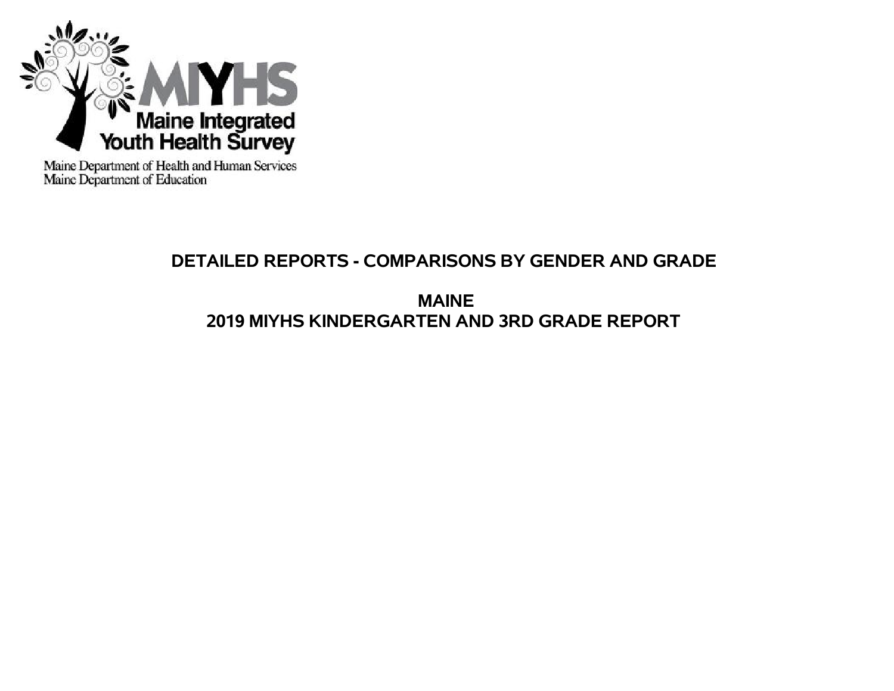MIYHS

Maine Integrated Youth Health Survey

Maine Department of Health and Human Services
Maine Department of Education

# DETAILED REPORTS - COMPARISONS BY GENDER AND GRADE

## MAINE
## 2019 MIYHS KINDERGARTEN AND 3RD GRADE REPORT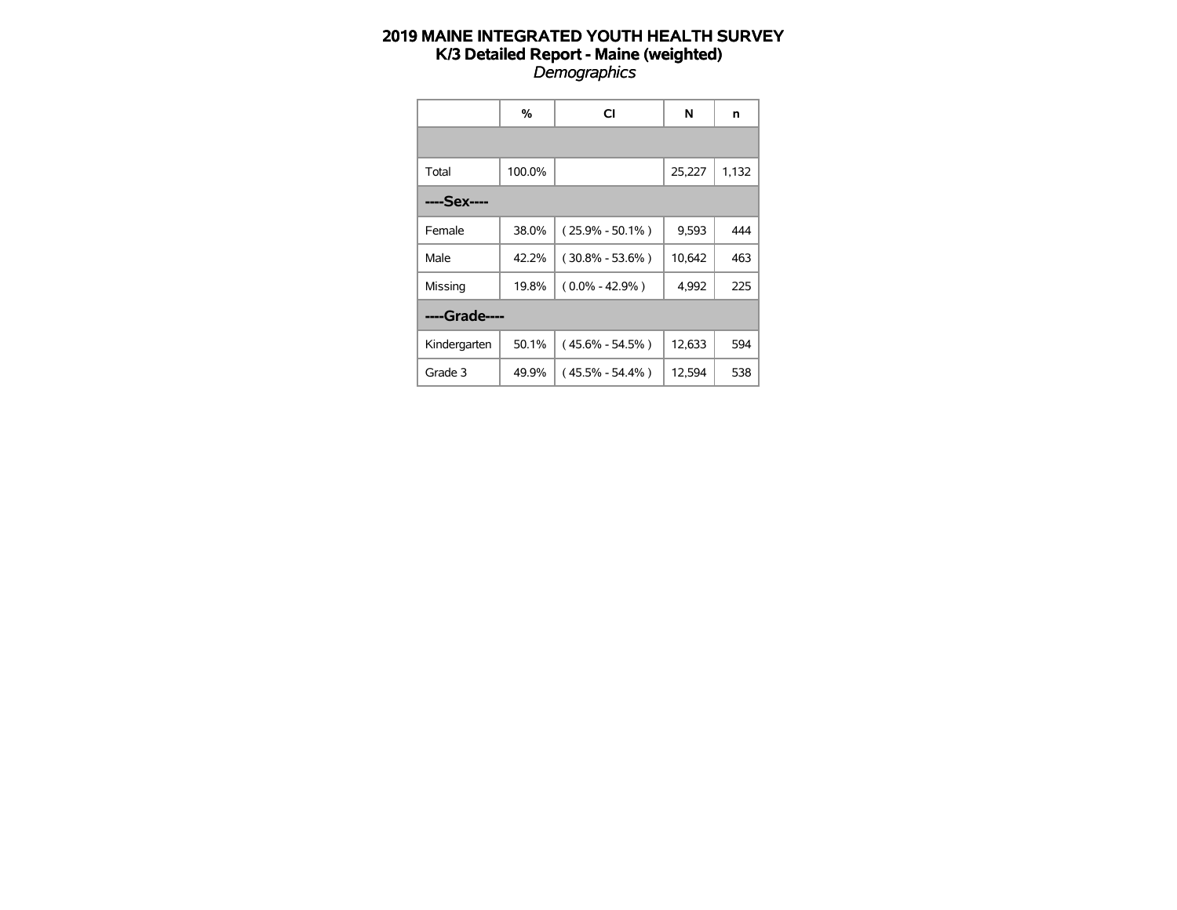# 2019 MAINE INTEGRATED YOUTH HEALTH SURVEY
## K/3 Detailed Report - Maine (weighted)
*Demographics*

| | % | CI | N | n |
|---|---|---|---|---|
| | | | | |
| Total | 100.0% | | 25,227 | 1,132 |
| **----Sex----** | | | | |
| Female | 38.0% | ( 25.9% - 50.1% ) | 9,593 | 444 |
| Male | 42.2% | ( 30.8% - 53.6% ) | 10,642 | 463 |
| Missing | 19.8% | ( 0.0% - 42.9% ) | 4,992 | 225 |
| **----Grade----** | | | | |
| Kindergarten | 50.1% | ( 45.6% - 54.5% ) | 12,633 | 594 |
| Grade 3 | 49.9% | ( 45.5% - 54.4% ) | 12,594 | 538 |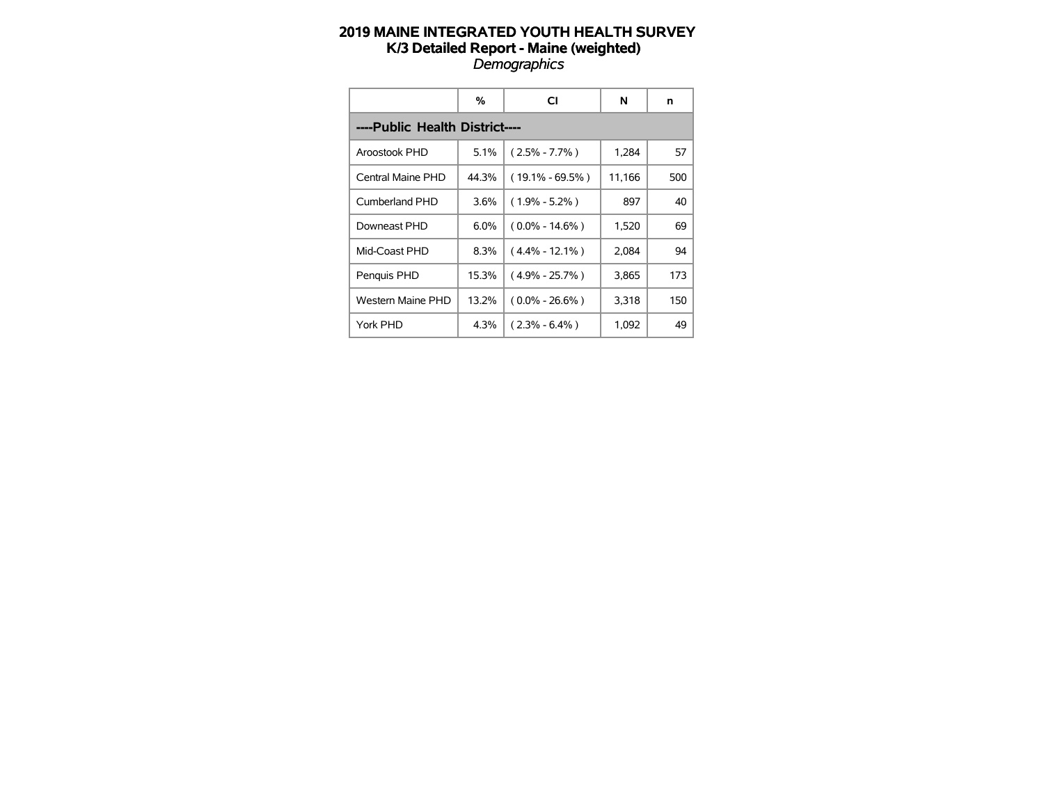# 2019 MAINE INTEGRATED YOUTH HEALTH SURVEY
## K/3 Detailed Report - Maine (weighted)
*Demographics*

| | % | CI | N | n |
|---|---|---|---|---|
| **----Public Health District----** | | | | |
| Aroostook PHD | 5.1% | ( 2.5% - 7.7% ) | 1,284 | 57 |
| Central Maine PHD | 44.3% | ( 19.1% - 69.5% ) | 11,166 | 500 |
| Cumberland PHD | 3.6% | ( 1.9% - 5.2% ) | 897 | 40 |
| Downeast PHD | 6.0% | ( 0.0% - 14.6% ) | 1,520 | 69 |
| Mid-Coast PHD | 8.3% | ( 4.4% - 12.1% ) | 2,084 | 94 |
| Penquis PHD | 15.3% | ( 4.9% - 25.7% ) | 3,865 | 173 |
| Western Maine PHD | 13.2% | ( 0.0% - 26.6% ) | 3,318 | 150 |
| York PHD | 4.3% | ( 2.3% - 6.4% ) | 1,092 | 49 |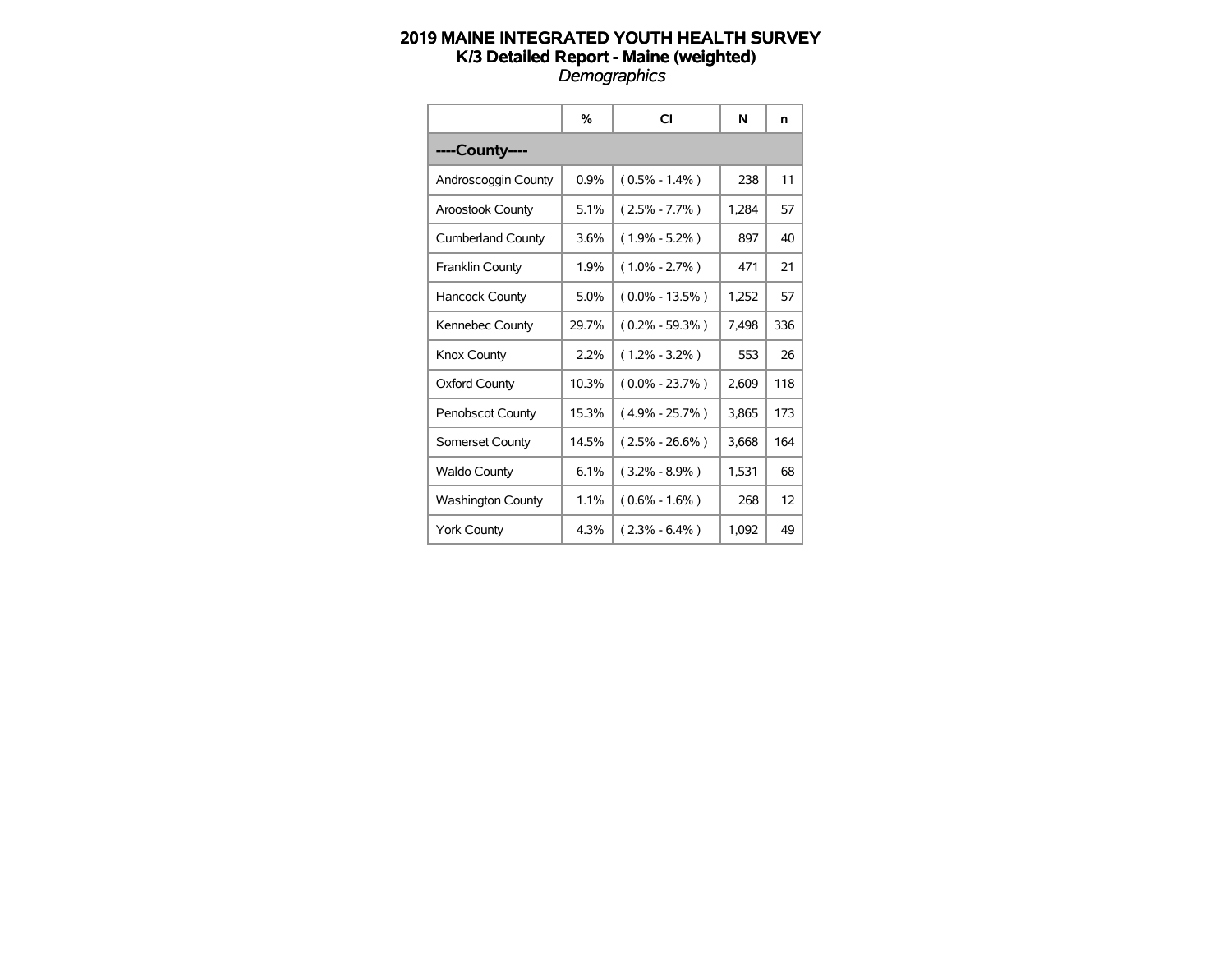# 2019 MAINE INTEGRATED YOUTH HEALTH SURVEY
## K/3 Detailed Report - Maine (weighted)
*Demographics*

| | % | CI | N | n |
|---|---|---|---|---|
| **----County----** | | | | |
| Androscoggin County | 0.9% | ( 0.5% - 1.4% ) | 238 | 11 |
| Aroostook County | 5.1% | ( 2.5% - 7.7% ) | 1,284 | 57 |
| Cumberland County | 3.6% | ( 1.9% - 5.2% ) | 897 | 40 |
| Franklin County | 1.9% | ( 1.0% - 2.7% ) | 471 | 21 |
| Hancock County | 5.0% | ( 0.0% - 13.5% ) | 1,252 | 57 |
| Kennebec County | 29.7% | ( 0.2% - 59.3% ) | 7,498 | 336 |
| Knox County | 2.2% | ( 1.2% - 3.2% ) | 553 | 26 |
| Oxford County | 10.3% | ( 0.0% - 23.7% ) | 2,609 | 118 |
| Penobscot County | 15.3% | ( 4.9% - 25.7% ) | 3,865 | 173 |
| Somerset County | 14.5% | ( 2.5% - 26.6% ) | 3,668 | 164 |
| Waldo County | 6.1% | ( 3.2% - 8.9% ) | 1,531 | 68 |
| Washington County | 1.1% | ( 0.6% - 1.6% ) | 268 | 12 |
| York County | 4.3% | ( 2.3% - 6.4% ) | 1,092 | 49 |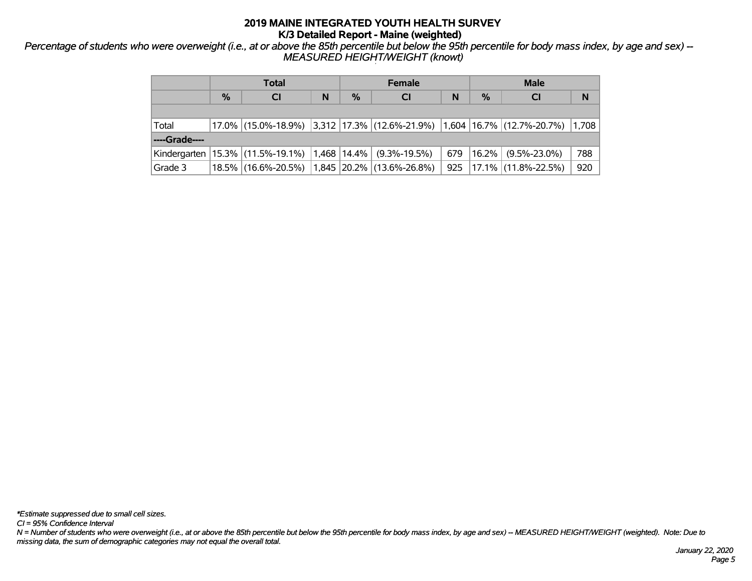# 2019 MAINE INTEGRATED YOUTH HEALTH SURVEY
## K/3 Detailed Report - Maine (weighted)

*Percentage of students who were overweight (i.e., at or above the 85th percentile but below the 95th percentile for body mass index, by age and sex) -- MEASURED HEIGHT/WEIGHT (knowt)*

| | Total | | | Female | | | Male | | |
|---|---|---|---|---|---|---|---|---|---|
| | % | CI | N | % | CI | N | % | CI | N |
| | | | | | | | | | |
| Total | 17.0% | (15.0%-18.9%) | 3,312 | 17.3% | (12.6%-21.9%) | 1,604 | 16.7% | (12.7%-20.7%) | 1,708 |
| **----Grade----** | | | | | | | | | |
| Kindergarten | 15.3% | (11.5%-19.1%) | 1,468 | 14.4% | (9.3%-19.5%) | 679 | 16.2% | (9.5%-23.0%) | 788 |
| Grade 3 | 18.5% | (16.6%-20.5%) | 1,845 | 20.2% | (13.6%-26.8%) | 925 | 17.1% | (11.8%-22.5%) | 920 |

*\*Estimate suppressed due to small cell sizes.*

*CI = 95% Confidence Interval*

*N = Number of students who were overweight (i.e., at or above the 85th percentile but below the 95th percentile for body mass index, by age and sex) -- MEASURED HEIGHT/WEIGHT (weighted). Note: Due to missing data, the sum of demographic categories may not equal the overall total.*

*January 22, 2020*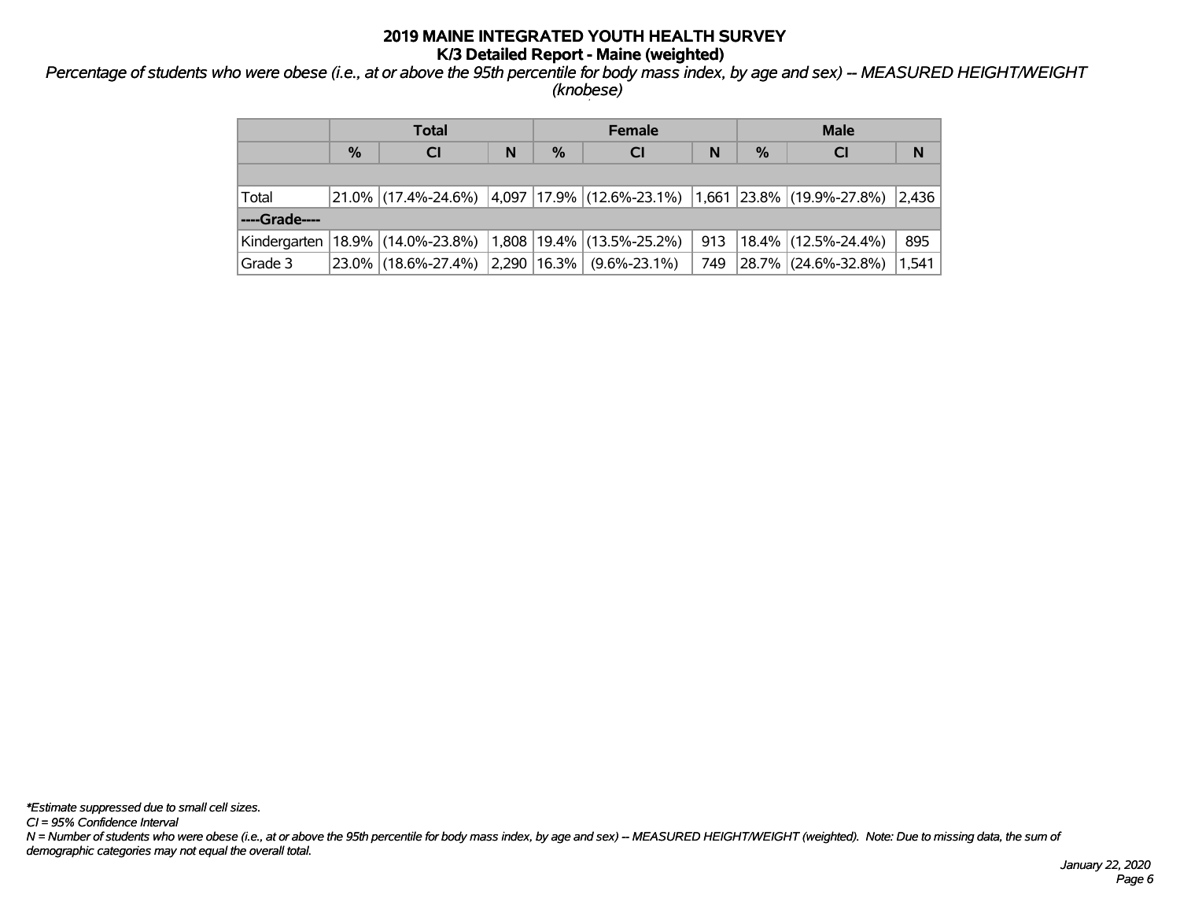# 2019 MAINE INTEGRATED YOUTH HEALTH SURVEY
## K/3 Detailed Report - Maine (weighted)

*Percentage of students who were obese (i.e., at or above the 95th percentile for body mass index, by age and sex) -- MEASURED HEIGHT/WEIGHT (knobese)*

| | Total | | | Female | | | Male | | |
|---|---|---|---|---|---|---|---|---|---|
| | % | CI | N | % | CI | N | % | CI | N |
| | | | | | | | | | |
| Total | 21.0% | (17.4%-24.6%) | 4,097 | 17.9% | (12.6%-23.1%) | 1,661 | 23.8% | (19.9%-27.8%) | 2,436 |
| **----Grade----** | | | | | | | | | |
| Kindergarten | 18.9% | (14.0%-23.8%) | 1,808 | 19.4% | (13.5%-25.2%) | 913 | 18.4% | (12.5%-24.4%) | 895 |
| Grade 3 | 23.0% | (18.6%-27.4%) | 2,290 | 16.3% | (9.6%-23.1%) | 749 | 28.7% | (24.6%-32.8%) | 1,541 |

*\*Estimate suppressed due to small cell sizes.*

*CI = 95% Confidence Interval*

*N = Number of students who were obese (i.e., at or above the 95th percentile for body mass index, by age and sex) -- MEASURED HEIGHT/WEIGHT (weighted). Note: Due to missing data, the sum of demographic categories may not equal the overall total.*

*January 22, 2020*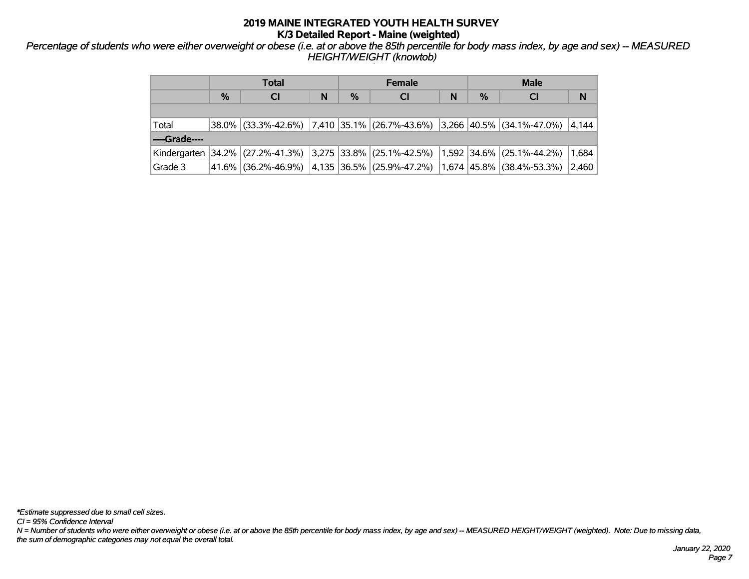# 2019 MAINE INTEGRATED YOUTH HEALTH SURVEY
## K/3 Detailed Report - Maine (weighted)

*Percentage of students who were either overweight or obese (i.e. at or above the 85th percentile for body mass index, by age and sex) -- MEASURED HEIGHT/WEIGHT (knowtob)*

| | Total | | | Female | | | Male | | |
|---|---|---|---|---|---|---|---|---|---|
| | % | CI | N | % | CI | N | % | CI | N |
| | | | | | | | | | |
| Total | 38.0% | (33.3%-42.6%) | 7,410 | 35.1% | (26.7%-43.6%) | 3,266 | 40.5% | (34.1%-47.0%) | 4,144 |
| **----Grade----** | | | | | | | | | |
| Kindergarten | 34.2% | (27.2%-41.3%) | 3,275 | 33.8% | (25.1%-42.5%) | 1,592 | 34.6% | (25.1%-44.2%) | 1,684 |
| Grade 3 | 41.6% | (36.2%-46.9%) | 4,135 | 36.5% | (25.9%-47.2%) | 1,674 | 45.8% | (38.4%-53.3%) | 2,460 |

*\*Estimate suppressed due to small cell sizes.*
*CI = 95% Confidence Interval*
*N = Number of students who were either overweight or obese (i.e. at or above the 85th percentile for body mass index, by age and sex) -- MEASURED HEIGHT/WEIGHT (weighted). Note: Due to missing data, the sum of demographic categories may not equal the overall total.*

*January 22, 2020*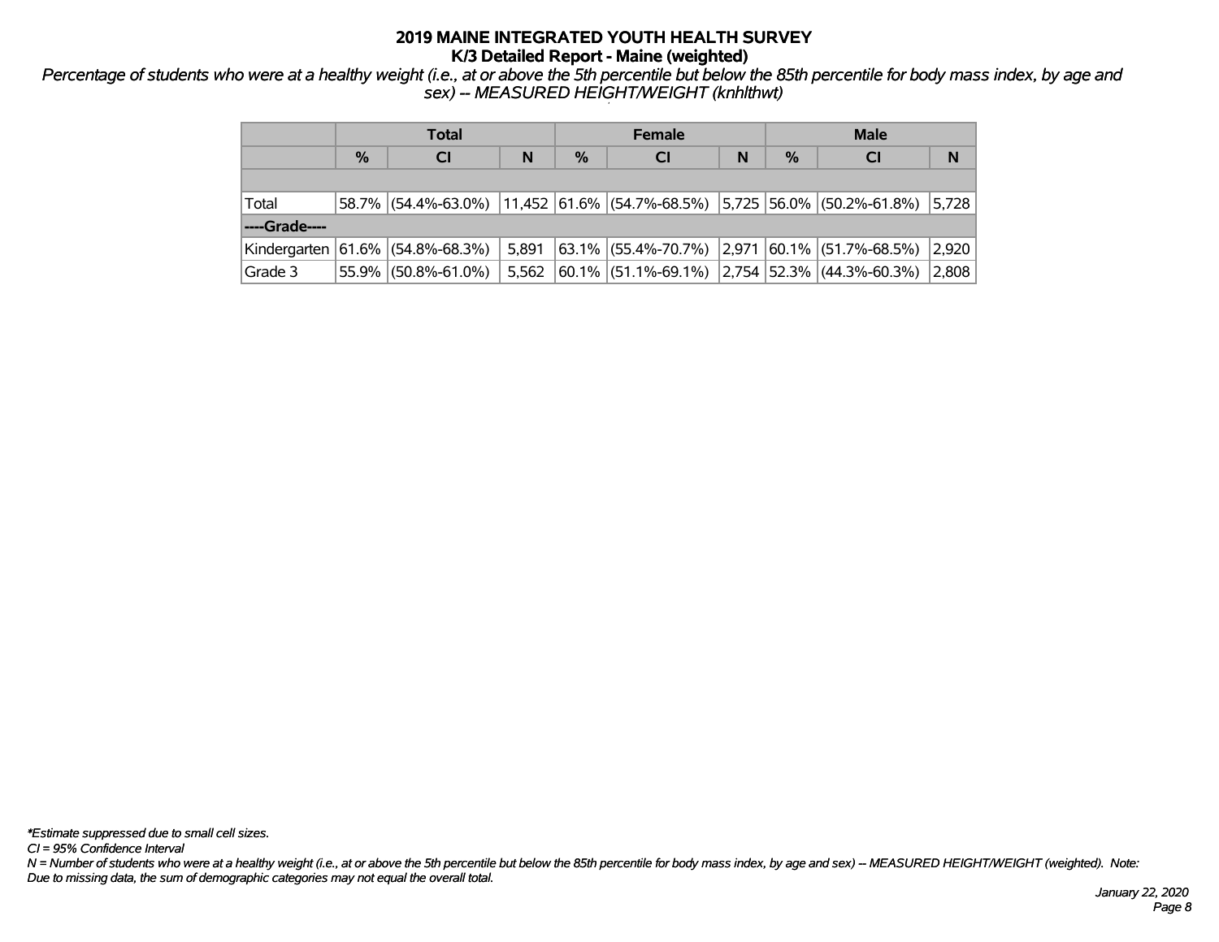# 2019 MAINE INTEGRATED YOUTH HEALTH SURVEY

## K/3 Detailed Report - Maine (weighted)

*Percentage of students who were at a healthy weight (i.e., at or above the 5th percentile but below the 85th percentile for body mass index, by age and sex) -- MEASURED HEIGHT/WEIGHT (knhlthwt)*

| | Total | | | Female | | | Male | | |
|---|---|---|---|---|---|---|---|---|---|
| | % | CI | N | % | CI | N | % | CI | N |
| | | | | | | | | | |
| Total | 58.7% | (54.4%-63.0%) | 11,452 | 61.6% | (54.7%-68.5%) | 5,725 | 56.0% | (50.2%-61.8%) | 5,728 |
| ----Grade---- | | | | | | | | | |
| Kindergarten | 61.6% | (54.8%-68.3%) | 5,891 | 63.1% | (55.4%-70.7%) | 2,971 | 60.1% | (51.7%-68.5%) | 2,920 |
| Grade 3 | 55.9% | (50.8%-61.0%) | 5,562 | 60.1% | (51.1%-69.1%) | 2,754 | 52.3% | (44.3%-60.3%) | 2,808 |

*\*Estimate suppressed due to small cell sizes.*

*CI = 95% Confidence Interval*

*N = Number of students who were at a healthy weight (i.e., at or above the 5th percentile but below the 85th percentile for body mass index, by age and sex) -- MEASURED HEIGHT/WEIGHT (weighted). Note: Due to missing data, the sum of demographic categories may not equal the overall total.*

*January 22, 2020*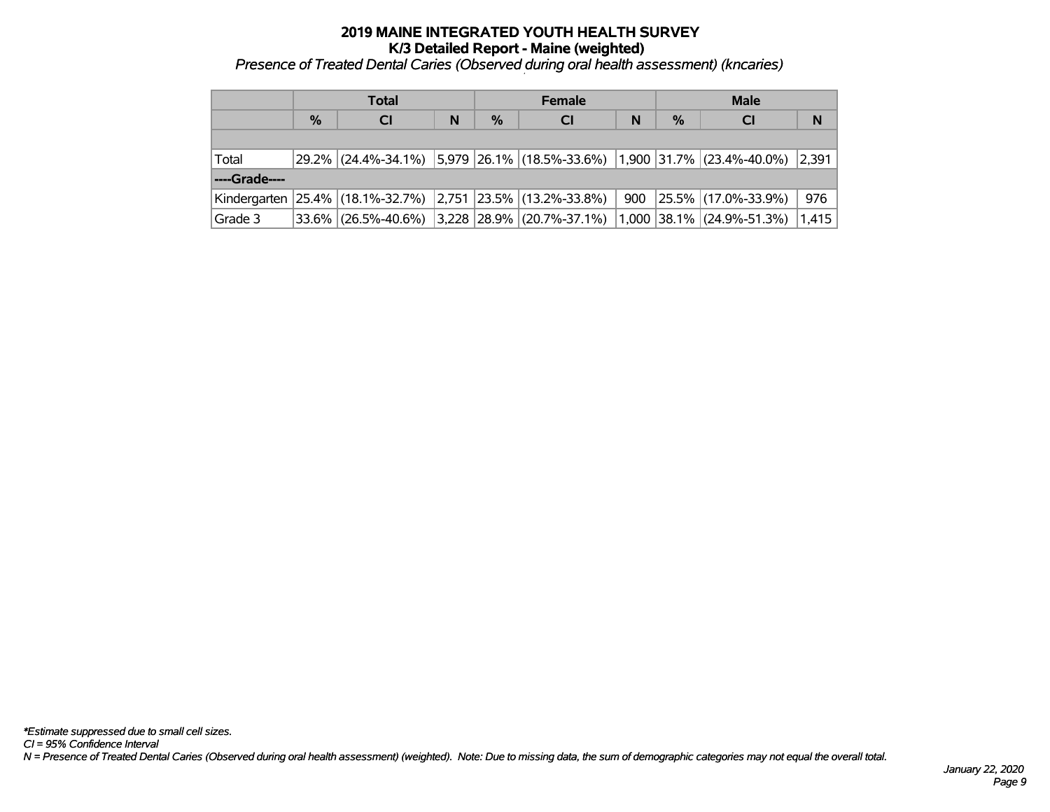# 2019 MAINE INTEGRATED YOUTH HEALTH SURVEY

## K/3 Detailed Report - Maine (weighted)

*Presence of Treated Dental Caries (Observed during oral health assessment) (kncaries)*

| | Total | | | Female | | | Male | | |
|---|---|---|---|---|---|---|---|---|---|
| | % | CI | N | % | CI | N | % | CI | N |
| | | | | | | | | | |
| Total | 29.2% | (24.4%-34.1%) | 5,979 | 26.1% | (18.5%-33.6%) | 1,900 | 31.7% | (23.4%-40.0%) | 2,391 |
| **----Grade----** | | | | | | | | | |
| Kindergarten | 25.4% | (18.1%-32.7%) | 2,751 | 23.5% | (13.2%-33.8%) | 900 | 25.5% | (17.0%-33.9%) | 976 |
| Grade 3 | 33.6% | (26.5%-40.6%) | 3,228 | 28.9% | (20.7%-37.1%) | 1,000 | 38.1% | (24.9%-51.3%) | 1,415 |

*\*Estimate suppressed due to small cell sizes.*
*CI = 95% Confidence Interval*
*N = Presence of Treated Dental Caries (Observed during oral health assessment) (weighted). Note: Due to missing data, the sum of demographic categories may not equal the overall total.*

*January 22, 2020*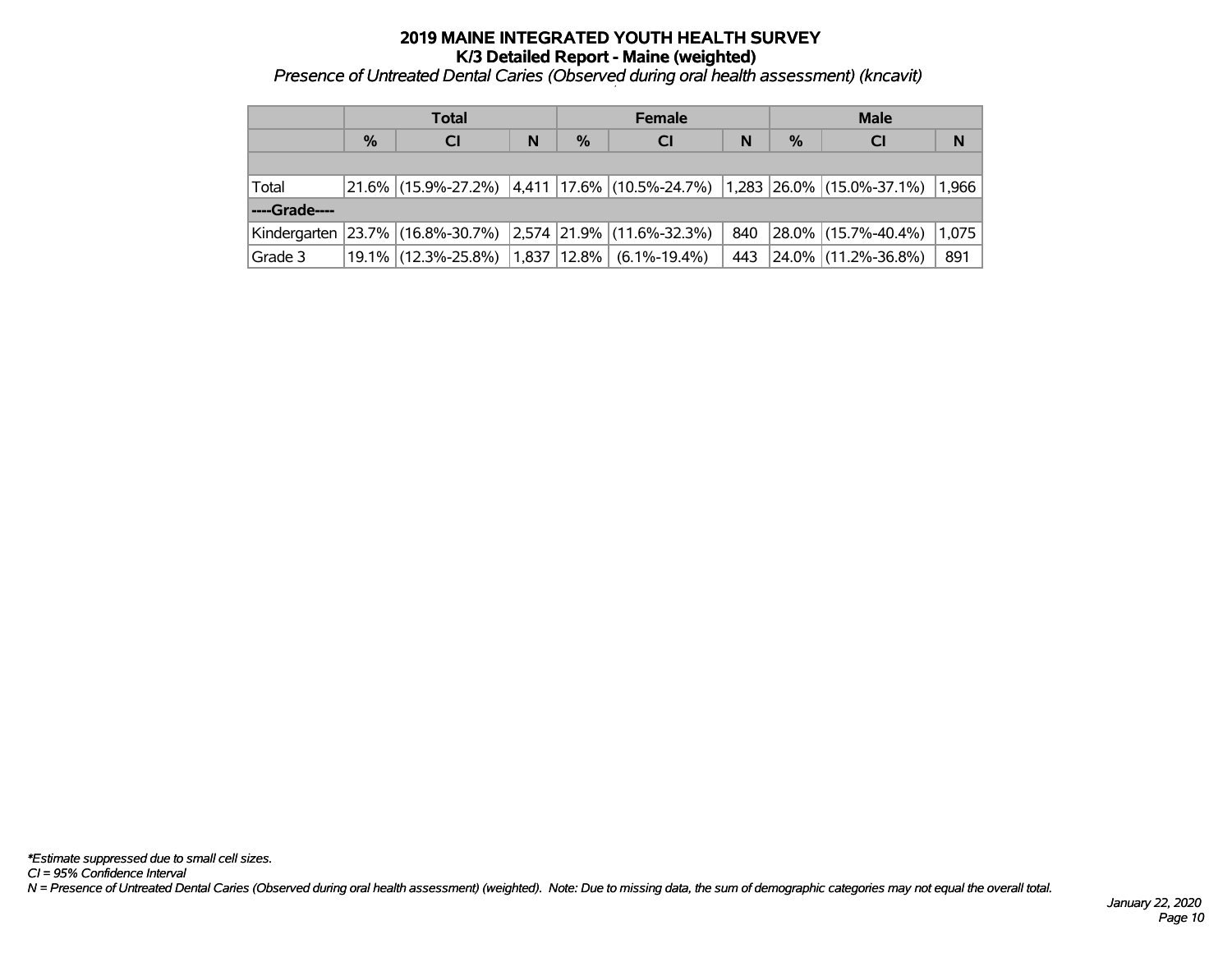# 2019 MAINE INTEGRATED YOUTH HEALTH SURVEY

## K/3 Detailed Report - Maine (weighted)

*Presence of Untreated Dental Caries (Observed during oral health assessment) (kncavit)*

| | Total | | | Female | | | Male | | |
|---|---|---|---|---|---|---|---|---|---|
| | % | CI | N | % | CI | N | % | CI | N |
| | | | | | | | | | |
| Total | 21.6% | (15.9%-27.2%) | 4,411 | 17.6% | (10.5%-24.7%) | 1,283 | 26.0% | (15.0%-37.1%) | 1,966 |
| **----Grade----** | | | | | | | | | |
| Kindergarten | 23.7% | (16.8%-30.7%) | 2,574 | 21.9% | (11.6%-32.3%) | 840 | 28.0% | (15.7%-40.4%) | 1,075 |
| Grade 3 | 19.1% | (12.3%-25.8%) | 1,837 | 12.8% | (6.1%-19.4%) | 443 | 24.0% | (11.2%-36.8%) | 891 |

*\*Estimate suppressed due to small cell sizes.*
*CI = 95% Confidence Interval*
*N = Presence of Untreated Dental Caries (Observed during oral health assessment) (weighted). Note: Due to missing data, the sum of demographic categories may not equal the overall total.*

*January 22, 2020*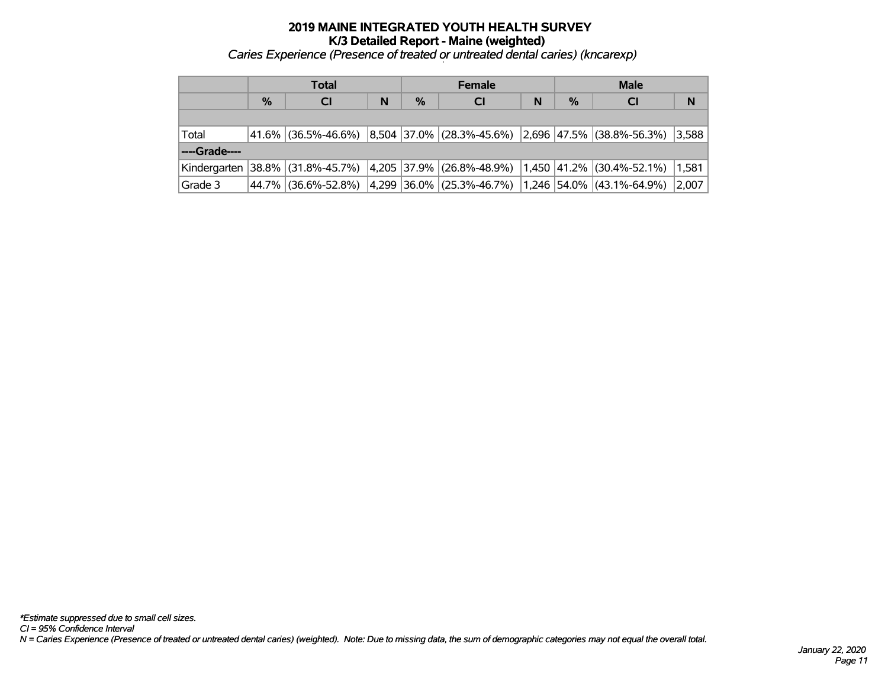# 2019 MAINE INTEGRATED YOUTH HEALTH SURVEY
## K/3 Detailed Report - Maine (weighted)
*Caries Experience (Presence of treated or untreated dental caries) (kncarexp)*

| | Total | | | Female | | | Male | | |
|---|---|---|---|---|---|---|---|---|---|
| | % | CI | N | % | CI | N | % | CI | N |
| | | | | | | | | | |
| Total | 41.6% | (36.5%-46.6%) | 8,504 | 37.0% | (28.3%-45.6%) | 2,696 | 47.5% | (38.8%-56.3%) | 3,588 |
| ----Grade---- | | | | | | | | | |
| Kindergarten | 38.8% | (31.8%-45.7%) | 4,205 | 37.9% | (26.8%-48.9%) | 1,450 | 41.2% | (30.4%-52.1%) | 1,581 |
| Grade 3 | 44.7% | (36.6%-52.8%) | 4,299 | 36.0% | (25.3%-46.7%) | 1,246 | 54.0% | (43.1%-64.9%) | 2,007 |

*\*Estimate suppressed due to small cell sizes.*
*CI = 95% Confidence Interval*
*N = Caries Experience (Presence of treated or untreated dental caries) (weighted). Note: Due to missing data, the sum of demographic categories may not equal the overall total.*

*January 22, 2020*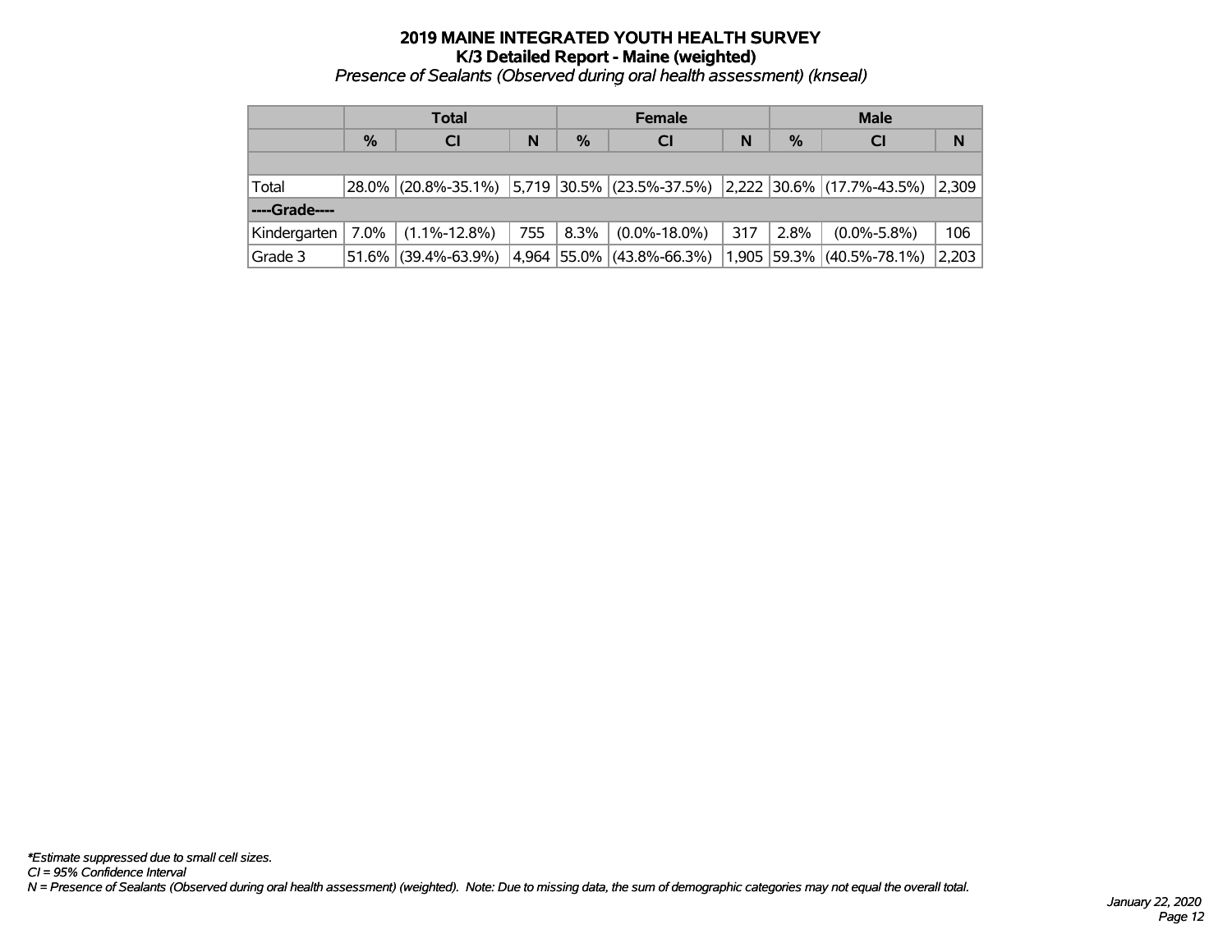# 2019 MAINE INTEGRATED YOUTH HEALTH SURVEY
## K/3 Detailed Report - Maine (weighted)
*Presence of Sealants (Observed during oral health assessment) (knseal)*

| | Total | | | Female | | | Male | | |
|---|---|---|---|---|---|---|---|---|---|
| | % | CI | N | % | CI | N | % | CI | N |
| | | | | | | | | | |
| Total | 28.0% | (20.8%-35.1%) | 5,719 | 30.5% | (23.5%-37.5%) | 2,222 | 30.6% | (17.7%-43.5%) | 2,309 |
| **----Grade----** | | | | | | | | | |
| Kindergarten | 7.0% | (1.1%-12.8%) | 755 | 8.3% | (0.0%-18.0%) | 317 | 2.8% | (0.0%-5.8%) | 106 |
| Grade 3 | 51.6% | (39.4%-63.9%) | 4,964 | 55.0% | (43.8%-66.3%) | 1,905 | 59.3% | (40.5%-78.1%) | 2,203 |

*\*Estimate suppressed due to small cell sizes.*
*CI = 95% Confidence Interval*
*N = Presence of Sealants (Observed during oral health assessment) (weighted). Note: Due to missing data, the sum of demographic categories may not equal the overall total.*

*January 22, 2020*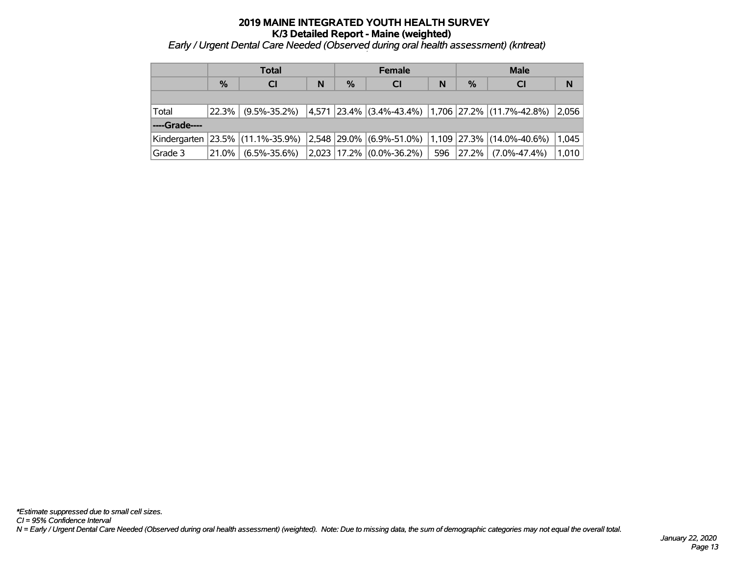# 2019 MAINE INTEGRATED YOUTH HEALTH SURVEY
## K/3 Detailed Report - Maine (weighted)
*Early / Urgent Dental Care Needed (Observed during oral health assessment) (kntreat)*

| | Total | | | Female | | | Male | | |
|---|---|---|---|---|---|---|---|---|---|
| | % | CI | N | % | CI | N | % | CI | N |
| | | | | | | | | | |
| Total | 22.3% | (9.5%-35.2%) | 4,571 | 23.4% | (3.4%-43.4%) | 1,706 | 27.2% | (11.7%-42.8%) | 2,056 |
| **----Grade----** | | | | | | | | | |
| Kindergarten | 23.5% | (11.1%-35.9%) | 2,548 | 29.0% | (6.9%-51.0%) | 1,109 | 27.3% | (14.0%-40.6%) | 1,045 |
| Grade 3 | 21.0% | (6.5%-35.6%) | 2,023 | 17.2% | (0.0%-36.2%) | 596 | 27.2% | (7.0%-47.4%) | 1,010 |

*\*Estimate suppressed due to small cell sizes.*
*CI = 95% Confidence Interval*
*N = Early / Urgent Dental Care Needed (Observed during oral health assessment) (weighted). Note: Due to missing data, the sum of demographic categories may not equal the overall total.*

*January 22, 2020*